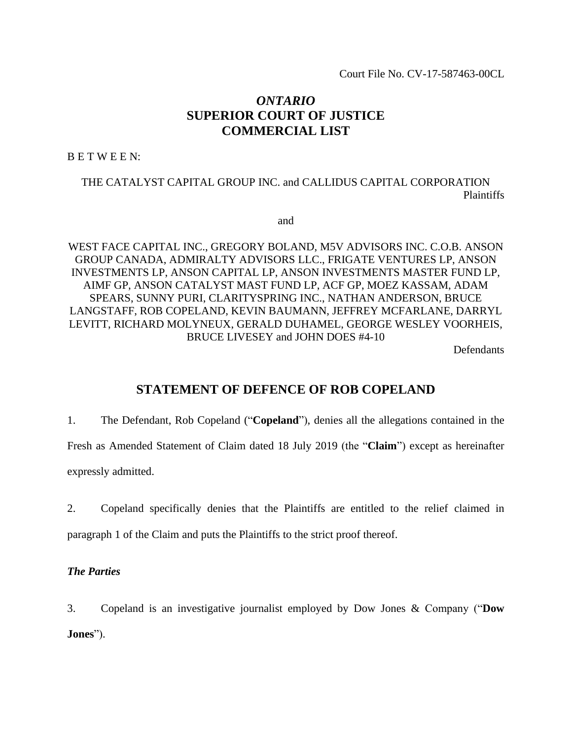Court File No. CV-17-587463-00CL

# *ONTARIO*
# SUPERIOR COURT OF JUSTICE
# COMMERCIAL LIST

B E T W E E N:

THE CATALYST CAPITAL GROUP INC. and CALLIDUS CAPITAL CORPORATION
Plaintiffs

and

WEST FACE CAPITAL INC., GREGORY BOLAND, M5V ADVISORS INC. C.O.B. ANSON GROUP CANADA, ADMIRALTY ADVISORS LLC., FRIGATE VENTURES LP, ANSON INVESTMENTS LP, ANSON CAPITAL LP, ANSON INVESTMENTS MASTER FUND LP, AIMF GP, ANSON CATALYST MAST FUND LP, ACF GP, MOEZ KASSAM, ADAM SPEARS, SUNNY PURI, CLARITYSPRING INC., NATHAN ANDERSON, BRUCE LANGSTAFF, ROB COPELAND, KEVIN BAUMANN, JEFFREY MCFARLANE, DARRYL LEVITT, RICHARD MOLYNEUX, GERALD DUHAMEL, GEORGE WESLEY VOORHEIS, BRUCE LIVESEY and JOHN DOES #4-10
Defendants

## STATEMENT OF DEFENCE OF ROB COPELAND

1. The Defendant, Rob Copeland ("**Copeland**"), denies all the allegations contained in the Fresh as Amended Statement of Claim dated 18 July 2019 (the "**Claim**") except as hereinafter expressly admitted.

2. Copeland specifically denies that the Plaintiffs are entitled to the relief claimed in paragraph 1 of the Claim and puts the Plaintiffs to the strict proof thereof.

### *The Parties*

3. Copeland is an investigative journalist employed by Dow Jones & Company ("**Dow Jones**").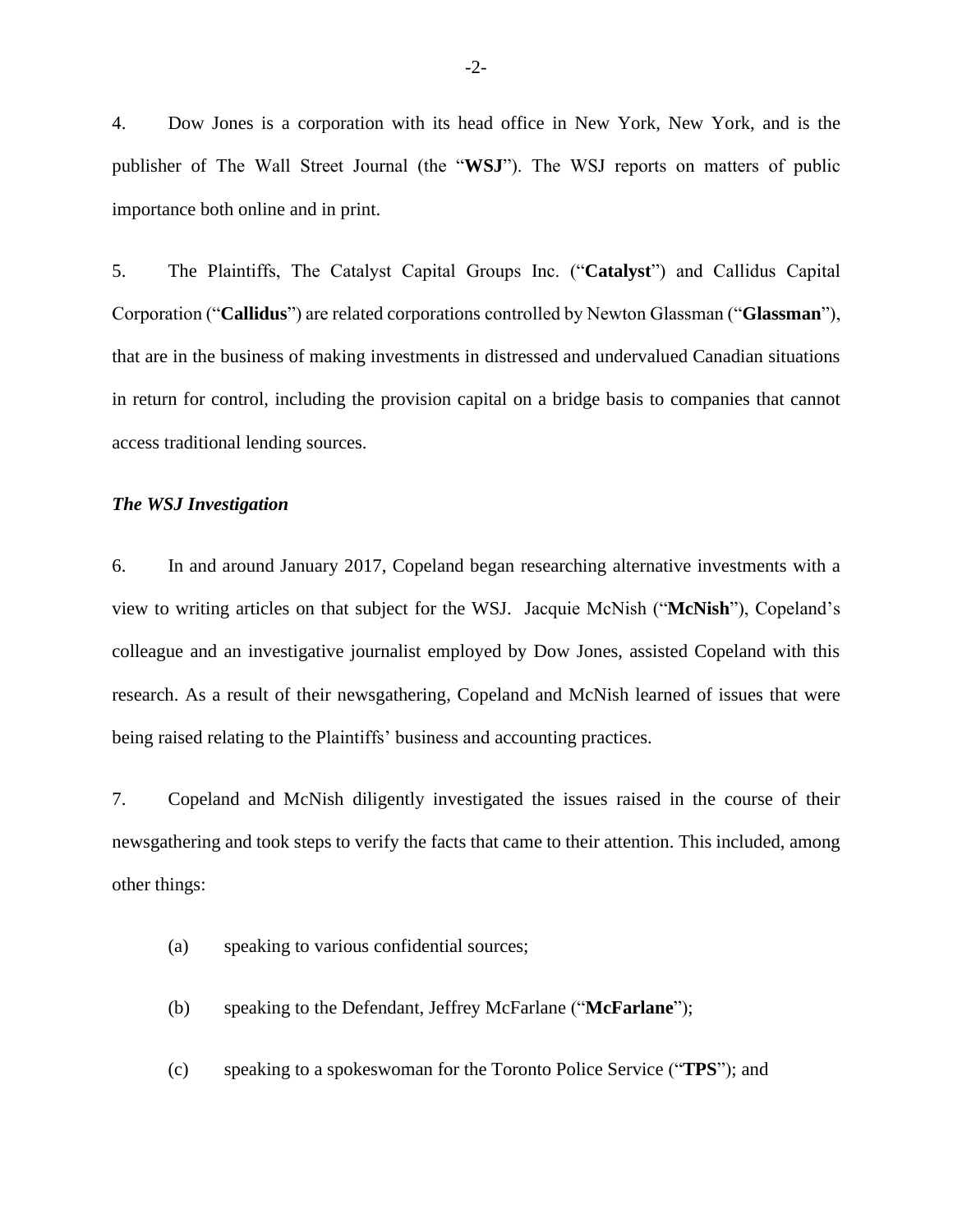4. Dow Jones is a corporation with its head office in New York, New York, and is the publisher of The Wall Street Journal (the "**WSJ**"). The WSJ reports on matters of public importance both online and in print.

5. The Plaintiffs, The Catalyst Capital Groups Inc. ("**Catalyst**") and Callidus Capital Corporation ("**Callidus**") are related corporations controlled by Newton Glassman ("**Glassman**"), that are in the business of making investments in distressed and undervalued Canadian situations in return for control, including the provision capital on a bridge basis to companies that cannot access traditional lending sources.

***The WSJ Investigation***

6. In and around January 2017, Copeland began researching alternative investments with a view to writing articles on that subject for the WSJ. Jacquie McNish ("**McNish**"), Copeland's colleague and an investigative journalist employed by Dow Jones, assisted Copeland with this research. As a result of their newsgathering, Copeland and McNish learned of issues that were being raised relating to the Plaintiffs' business and accounting practices.

7. Copeland and McNish diligently investigated the issues raised in the course of their newsgathering and took steps to verify the facts that came to their attention. This included, among other things:

(a) speaking to various confidential sources;

(b) speaking to the Defendant, Jeffrey McFarlane ("**McFarlane**");

(c) speaking to a spokeswoman for the Toronto Police Service ("**TPS**"); and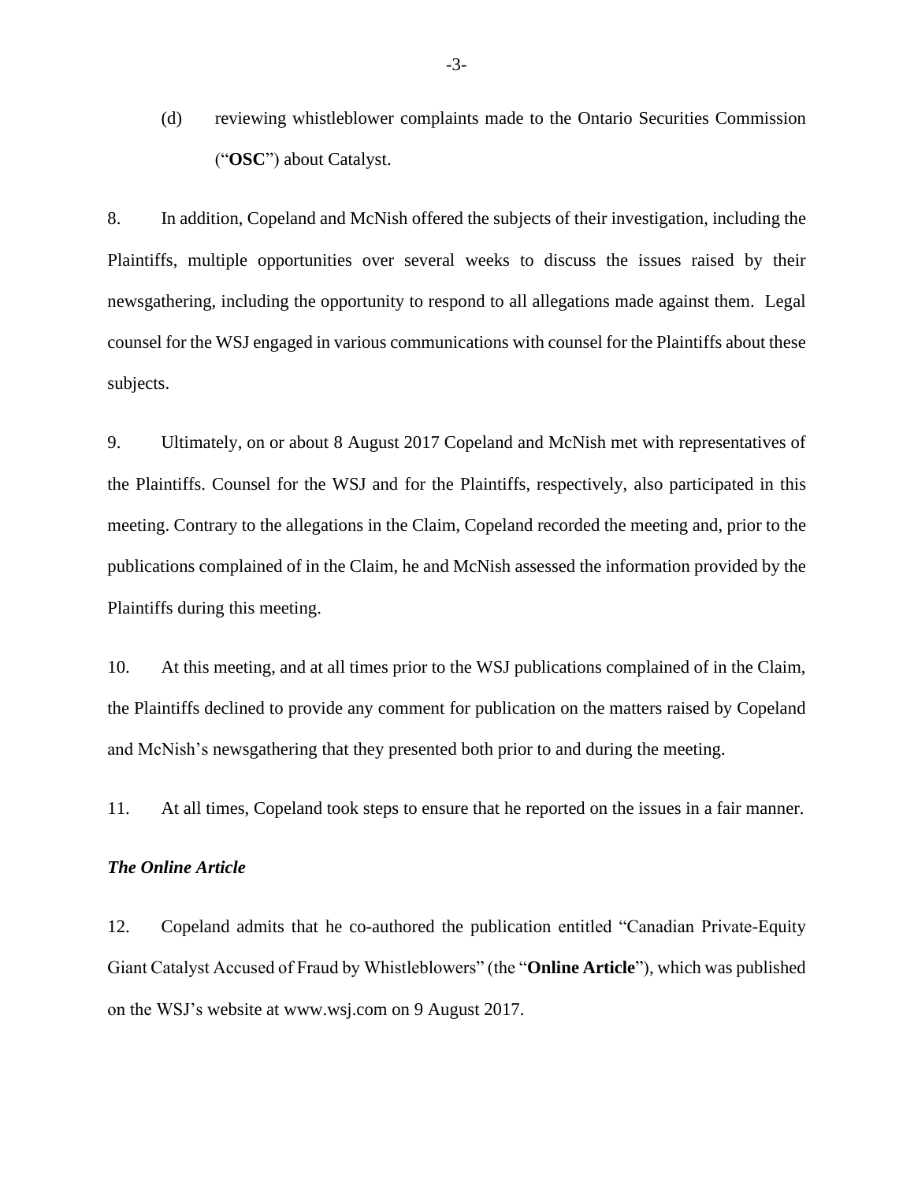(d) reviewing whistleblower complaints made to the Ontario Securities Commission ("**OSC**") about Catalyst.

8. In addition, Copeland and McNish offered the subjects of their investigation, including the Plaintiffs, multiple opportunities over several weeks to discuss the issues raised by their newsgathering, including the opportunity to respond to all allegations made against them. Legal counsel for the WSJ engaged in various communications with counsel for the Plaintiffs about these subjects.

9. Ultimately, on or about 8 August 2017 Copeland and McNish met with representatives of the Plaintiffs. Counsel for the WSJ and for the Plaintiffs, respectively, also participated in this meeting. Contrary to the allegations in the Claim, Copeland recorded the meeting and, prior to the publications complained of in the Claim, he and McNish assessed the information provided by the Plaintiffs during this meeting.

10. At this meeting, and at all times prior to the WSJ publications complained of in the Claim, the Plaintiffs declined to provide any comment for publication on the matters raised by Copeland and McNish's newsgathering that they presented both prior to and during the meeting.

11. At all times, Copeland took steps to ensure that he reported on the issues in a fair manner.

***The Online Article***

12. Copeland admits that he co-authored the publication entitled "Canadian Private-Equity Giant Catalyst Accused of Fraud by Whistleblowers" (the "**Online Article**"), which was published on the WSJ's website at www.wsj.com on 9 August 2017.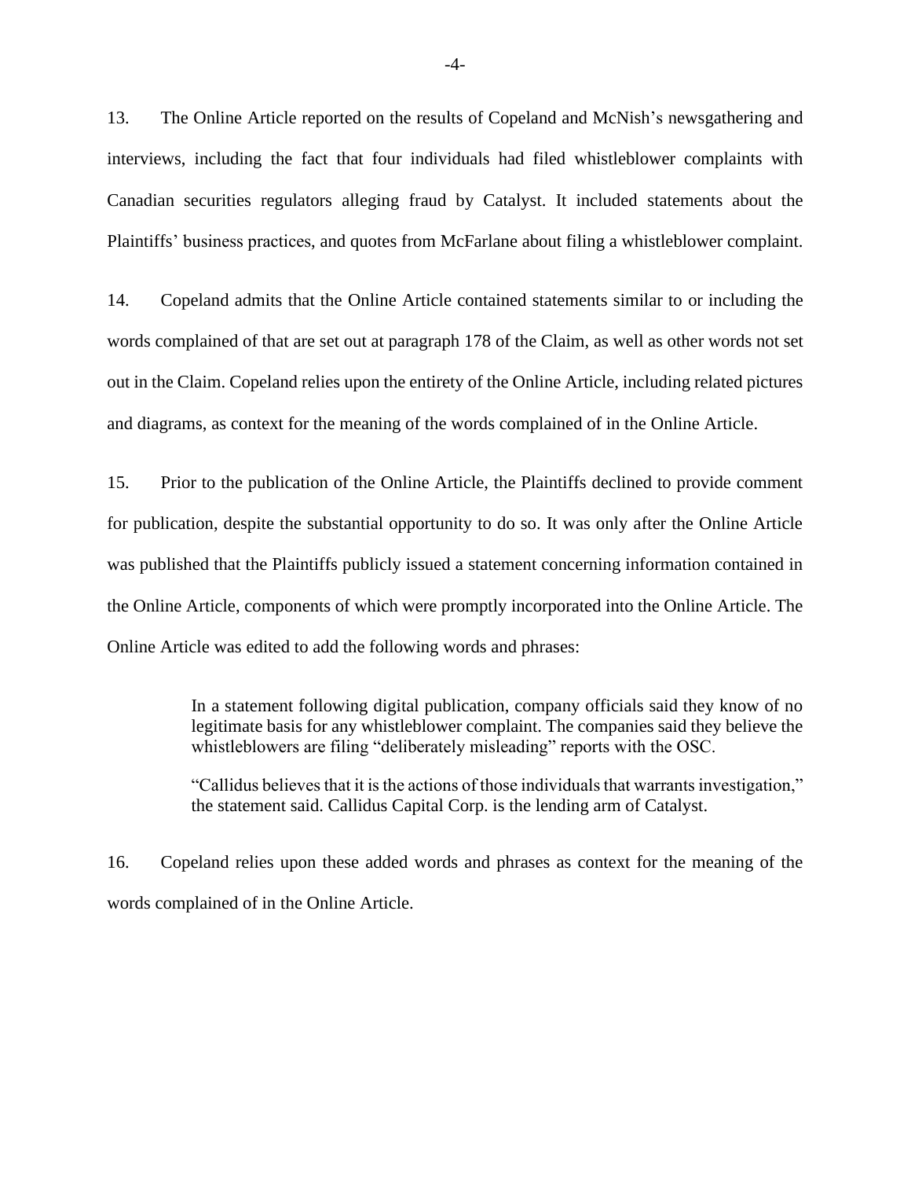13. The Online Article reported on the results of Copeland and McNish's newsgathering and interviews, including the fact that four individuals had filed whistleblower complaints with Canadian securities regulators alleging fraud by Catalyst. It included statements about the Plaintiffs' business practices, and quotes from McFarlane about filing a whistleblower complaint.

14. Copeland admits that the Online Article contained statements similar to or including the words complained of that are set out at paragraph 178 of the Claim, as well as other words not set out in the Claim. Copeland relies upon the entirety of the Online Article, including related pictures and diagrams, as context for the meaning of the words complained of in the Online Article.

15. Prior to the publication of the Online Article, the Plaintiffs declined to provide comment for publication, despite the substantial opportunity to do so. It was only after the Online Article was published that the Plaintiffs publicly issued a statement concerning information contained in the Online Article, components of which were promptly incorporated into the Online Article. The Online Article was edited to add the following words and phrases:

> In a statement following digital publication, company officials said they know of no legitimate basis for any whistleblower complaint. The companies said they believe the whistleblowers are filing "deliberately misleading" reports with the OSC.
>
> "Callidus believes that it is the actions of those individuals that warrants investigation," the statement said. Callidus Capital Corp. is the lending arm of Catalyst.

16. Copeland relies upon these added words and phrases as context for the meaning of the words complained of in the Online Article.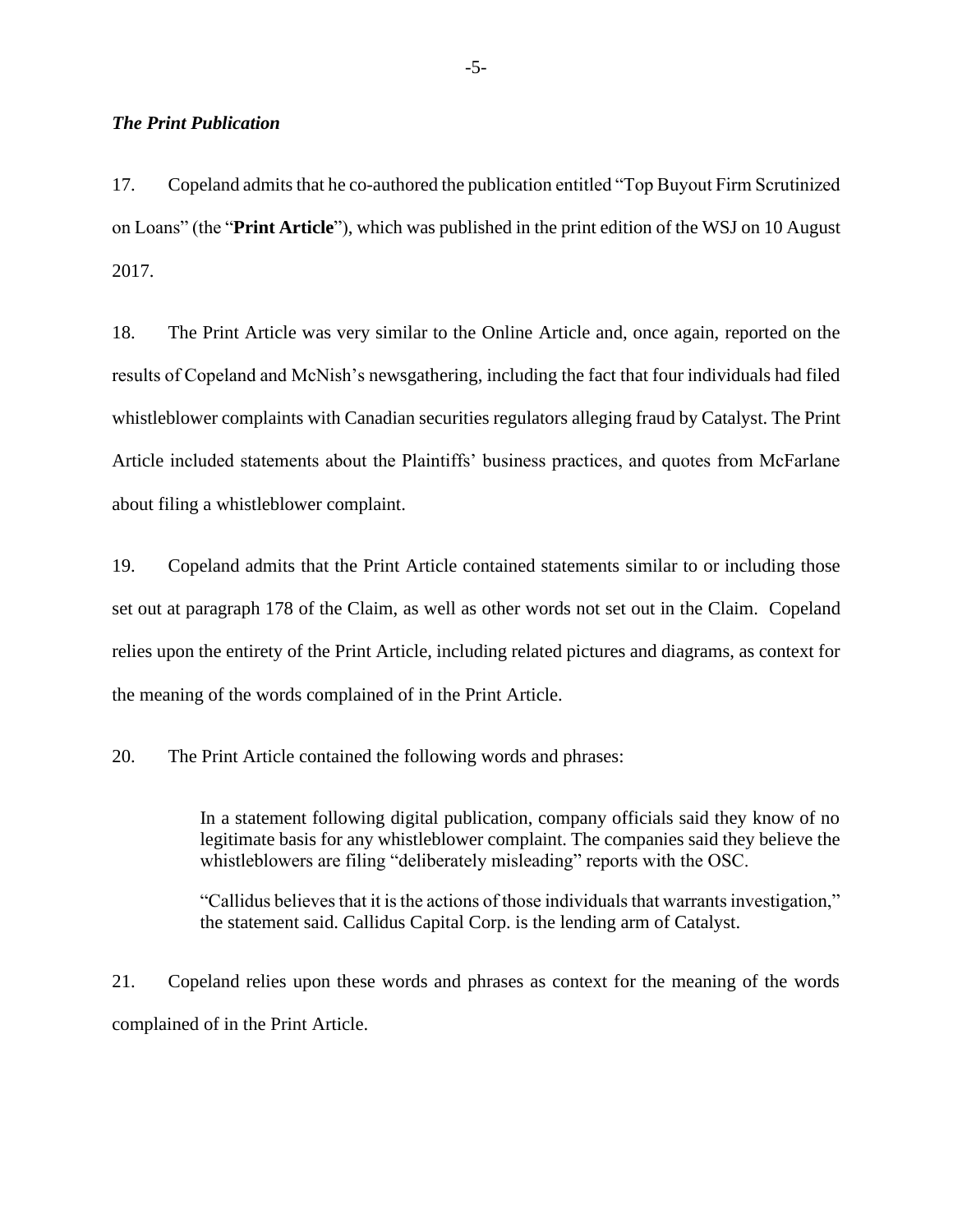***The Print Publication***

17. Copeland admits that he co-authored the publication entitled "Top Buyout Firm Scrutinized on Loans" (the "**Print Article**"), which was published in the print edition of the WSJ on 10 August 2017.

18. The Print Article was very similar to the Online Article and, once again, reported on the results of Copeland and McNish's newsgathering, including the fact that four individuals had filed whistleblower complaints with Canadian securities regulators alleging fraud by Catalyst. The Print Article included statements about the Plaintiffs' business practices, and quotes from McFarlane about filing a whistleblower complaint.

19. Copeland admits that the Print Article contained statements similar to or including those set out at paragraph 178 of the Claim, as well as other words not set out in the Claim. Copeland relies upon the entirety of the Print Article, including related pictures and diagrams, as context for the meaning of the words complained of in the Print Article.

20. The Print Article contained the following words and phrases:

> In a statement following digital publication, company officials said they know of no legitimate basis for any whistleblower complaint. The companies said they believe the whistleblowers are filing "deliberately misleading" reports with the OSC.
>
> "Callidus believes that it is the actions of those individuals that warrants investigation," the statement said. Callidus Capital Corp. is the lending arm of Catalyst.

21. Copeland relies upon these words and phrases as context for the meaning of the words complained of in the Print Article.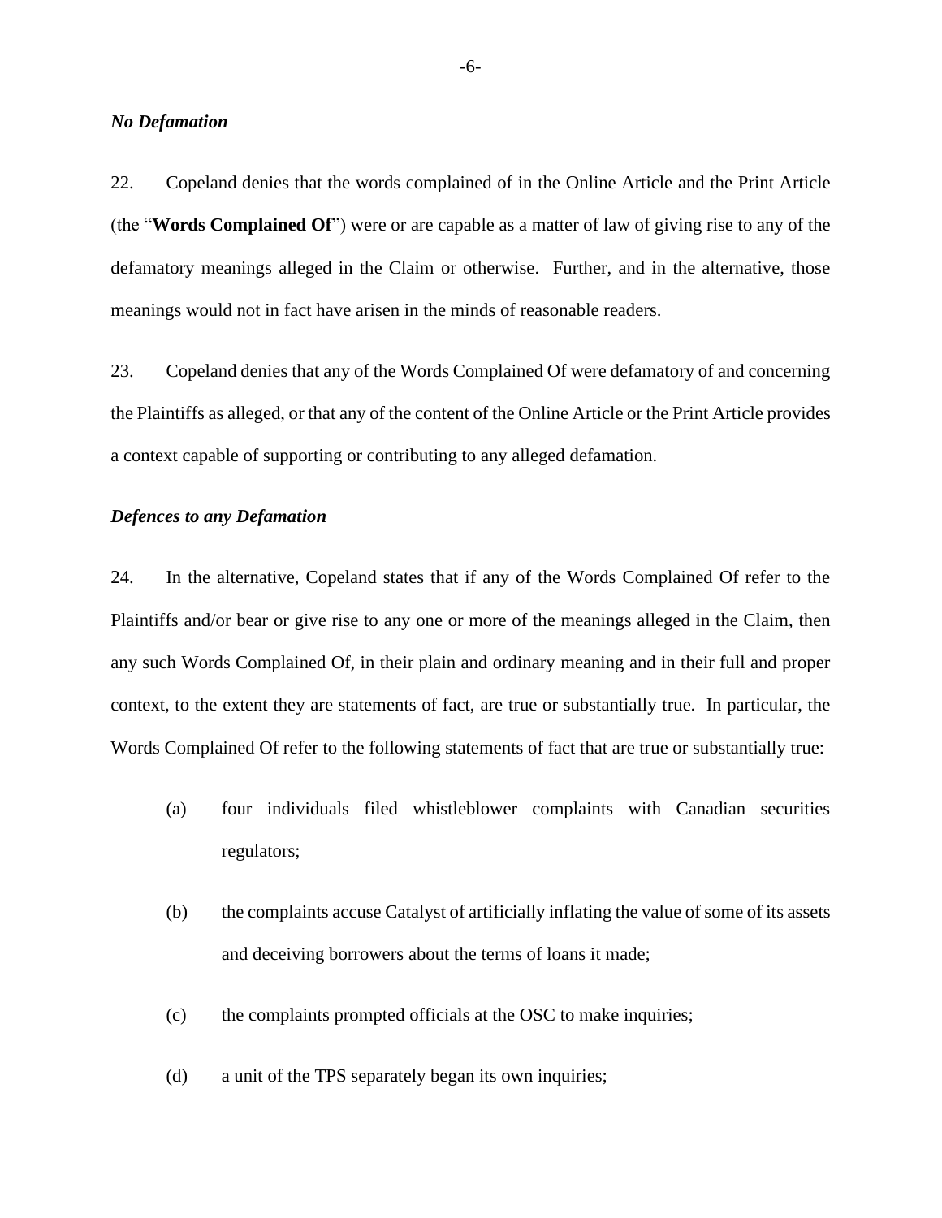*No Defamation*

22. Copeland denies that the words complained of in the Online Article and the Print Article (the "**Words Complained Of**") were or are capable as a matter of law of giving rise to any of the defamatory meanings alleged in the Claim or otherwise. Further, and in the alternative, those meanings would not in fact have arisen in the minds of reasonable readers.

23. Copeland denies that any of the Words Complained Of were defamatory of and concerning the Plaintiffs as alleged, or that any of the content of the Online Article or the Print Article provides a context capable of supporting or contributing to any alleged defamation.

*Defences to any Defamation*

24. In the alternative, Copeland states that if any of the Words Complained Of refer to the Plaintiffs and/or bear or give rise to any one or more of the meanings alleged in the Claim, then any such Words Complained Of, in their plain and ordinary meaning and in their full and proper context, to the extent they are statements of fact, are true or substantially true. In particular, the Words Complained Of refer to the following statements of fact that are true or substantially true:

(a) four individuals filed whistleblower complaints with Canadian securities regulators;

(b) the complaints accuse Catalyst of artificially inflating the value of some of its assets and deceiving borrowers about the terms of loans it made;

(c) the complaints prompted officials at the OSC to make inquiries;

(d) a unit of the TPS separately began its own inquiries;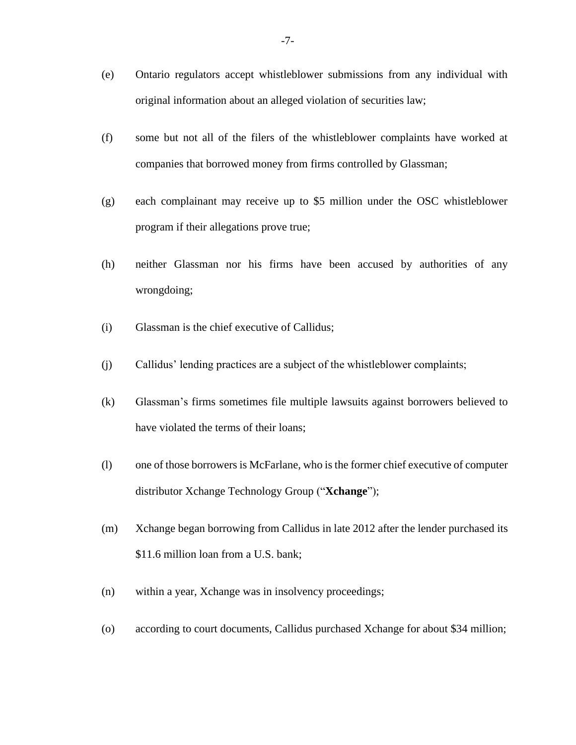(e) Ontario regulators accept whistleblower submissions from any individual with original information about an alleged violation of securities law;

(f) some but not all of the filers of the whistleblower complaints have worked at companies that borrowed money from firms controlled by Glassman;

(g) each complainant may receive up to $5 million under the OSC whistleblower program if their allegations prove true;

(h) neither Glassman nor his firms have been accused by authorities of any wrongdoing;

(i) Glassman is the chief executive of Callidus;

(j) Callidus' lending practices are a subject of the whistleblower complaints;

(k) Glassman's firms sometimes file multiple lawsuits against borrowers believed to have violated the terms of their loans;

(l) one of those borrowers is McFarlane, who is the former chief executive of computer distributor Xchange Technology Group ("**Xchange**");

(m) Xchange began borrowing from Callidus in late 2012 after the lender purchased its $11.6 million loan from a U.S. bank;

(n) within a year, Xchange was in insolvency proceedings;

(o) according to court documents, Callidus purchased Xchange for about $34 million;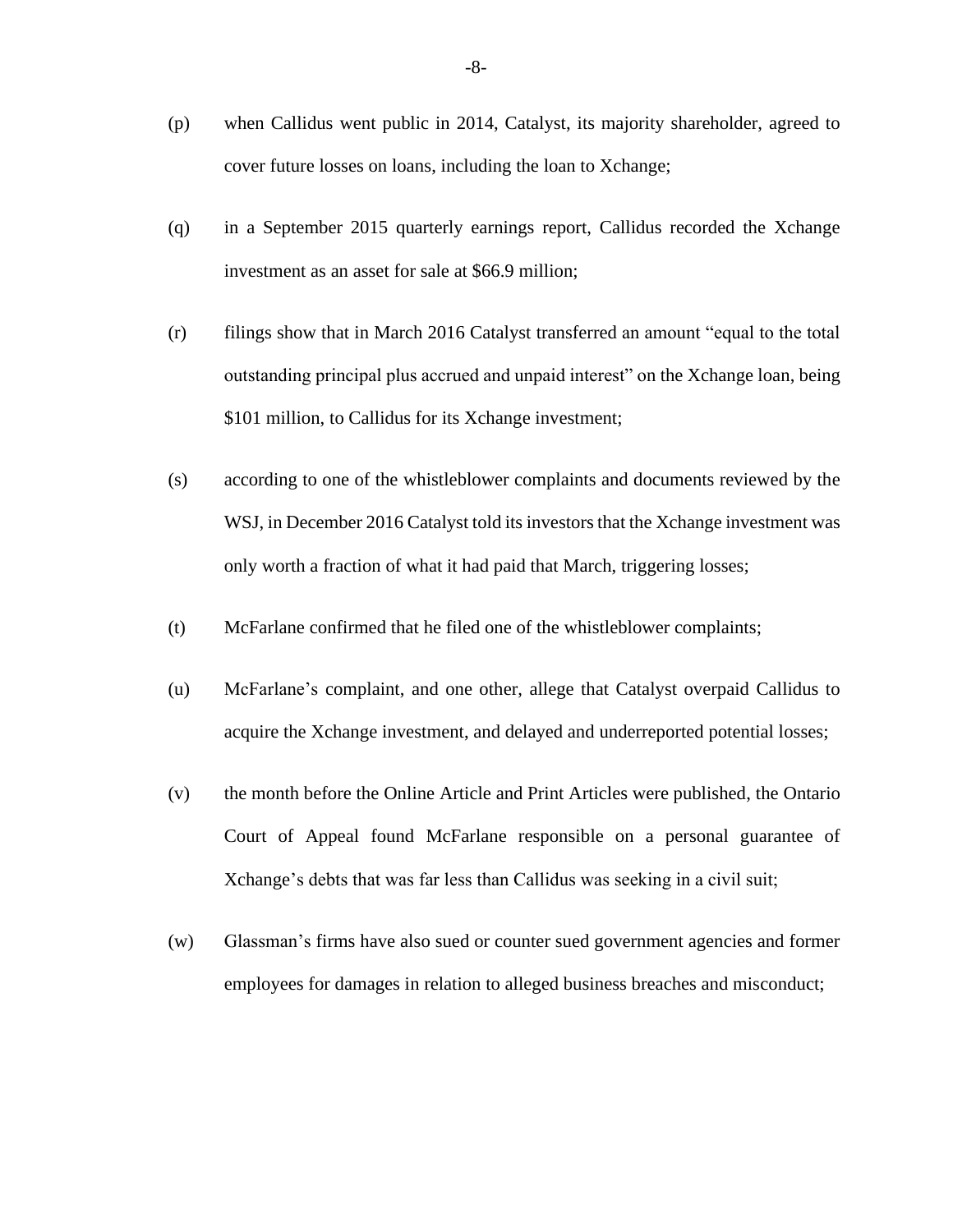(p) when Callidus went public in 2014, Catalyst, its majority shareholder, agreed to cover future losses on loans, including the loan to Xchange;

(q) in a September 2015 quarterly earnings report, Callidus recorded the Xchange investment as an asset for sale at $66.9 million;

(r) filings show that in March 2016 Catalyst transferred an amount "equal to the total outstanding principal plus accrued and unpaid interest" on the Xchange loan, being $101 million, to Callidus for its Xchange investment;

(s) according to one of the whistleblower complaints and documents reviewed by the WSJ, in December 2016 Catalyst told its investors that the Xchange investment was only worth a fraction of what it had paid that March, triggering losses;

(t) McFarlane confirmed that he filed one of the whistleblower complaints;

(u) McFarlane's complaint, and one other, allege that Catalyst overpaid Callidus to acquire the Xchange investment, and delayed and underreported potential losses;

(v) the month before the Online Article and Print Articles were published, the Ontario Court of Appeal found McFarlane responsible on a personal guarantee of Xchange's debts that was far less than Callidus was seeking in a civil suit;

(w) Glassman's firms have also sued or counter sued government agencies and former employees for damages in relation to alleged business breaches and misconduct;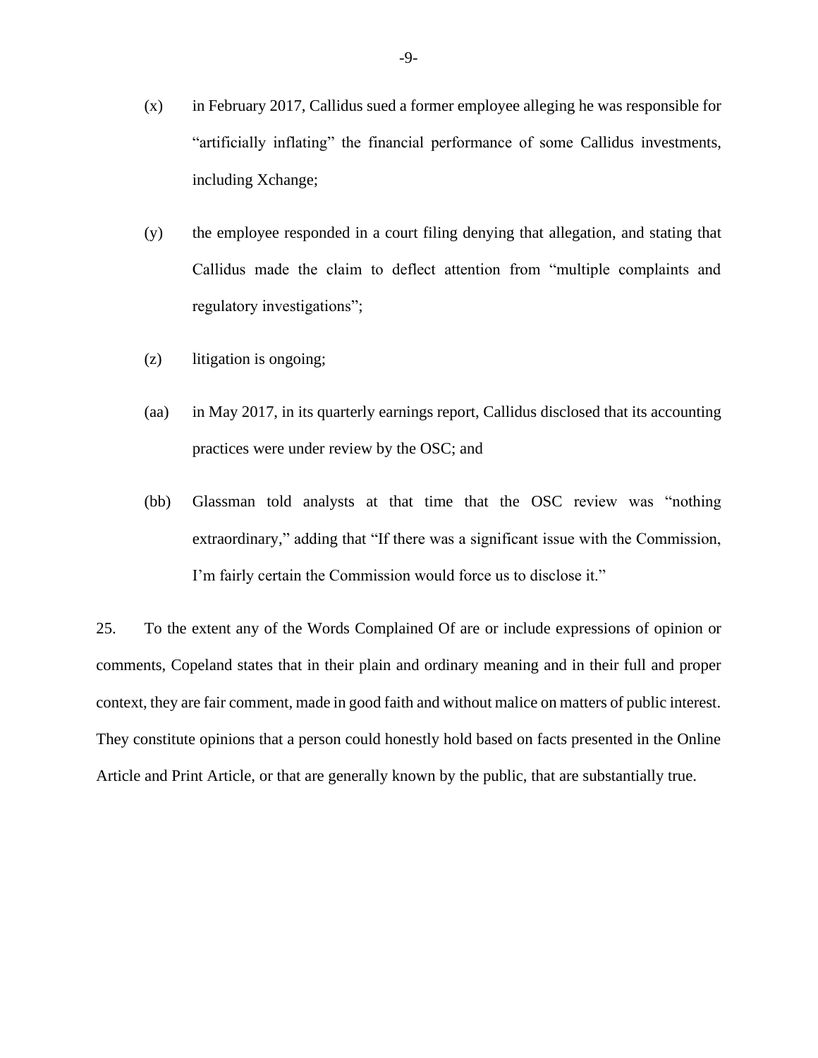(x) in February 2017, Callidus sued a former employee alleging he was responsible for "artificially inflating" the financial performance of some Callidus investments, including Xchange;

(y) the employee responded in a court filing denying that allegation, and stating that Callidus made the claim to deflect attention from "multiple complaints and regulatory investigations";

(z) litigation is ongoing;

(aa) in May 2017, in its quarterly earnings report, Callidus disclosed that its accounting practices were under review by the OSC; and

(bb) Glassman told analysts at that time that the OSC review was "nothing extraordinary," adding that "If there was a significant issue with the Commission, I'm fairly certain the Commission would force us to disclose it."

25. To the extent any of the Words Complained Of are or include expressions of opinion or comments, Copeland states that in their plain and ordinary meaning and in their full and proper context, they are fair comment, made in good faith and without malice on matters of public interest. They constitute opinions that a person could honestly hold based on facts presented in the Online Article and Print Article, or that are generally known by the public, that are substantially true.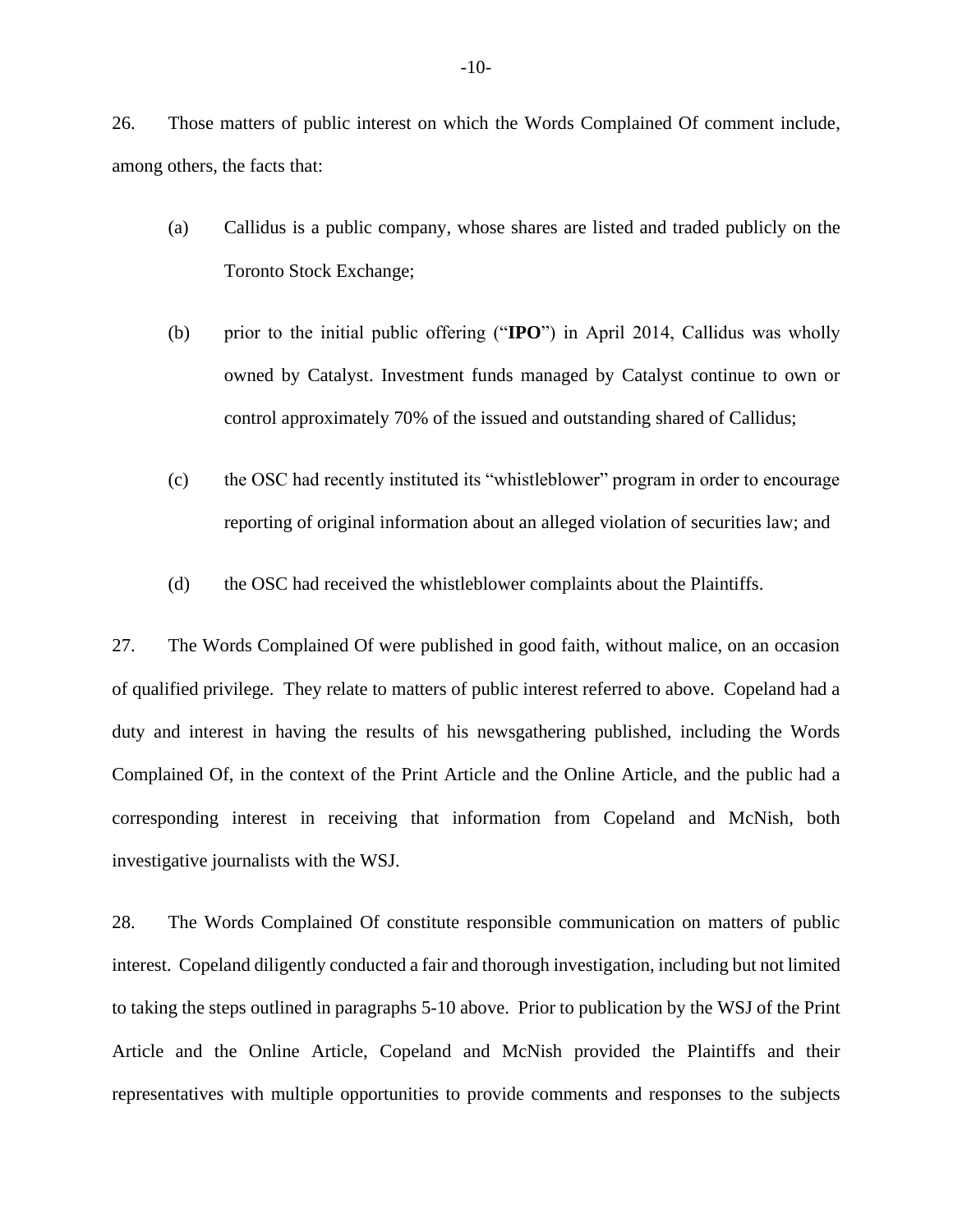26. Those matters of public interest on which the Words Complained Of comment include, among others, the facts that:

(a) Callidus is a public company, whose shares are listed and traded publicly on the Toronto Stock Exchange;

(b) prior to the initial public offering ("**IPO**") in April 2014, Callidus was wholly owned by Catalyst. Investment funds managed by Catalyst continue to own or control approximately 70% of the issued and outstanding shared of Callidus;

(c) the OSC had recently instituted its "whistleblower" program in order to encourage reporting of original information about an alleged violation of securities law; and

(d) the OSC had received the whistleblower complaints about the Plaintiffs.

27. The Words Complained Of were published in good faith, without malice, on an occasion of qualified privilege. They relate to matters of public interest referred to above. Copeland had a duty and interest in having the results of his newsgathering published, including the Words Complained Of, in the context of the Print Article and the Online Article, and the public had a corresponding interest in receiving that information from Copeland and McNish, both investigative journalists with the WSJ.

28. The Words Complained Of constitute responsible communication on matters of public interest. Copeland diligently conducted a fair and thorough investigation, including but not limited to taking the steps outlined in paragraphs 5-10 above. Prior to publication by the WSJ of the Print Article and the Online Article, Copeland and McNish provided the Plaintiffs and their representatives with multiple opportunities to provide comments and responses to the subjects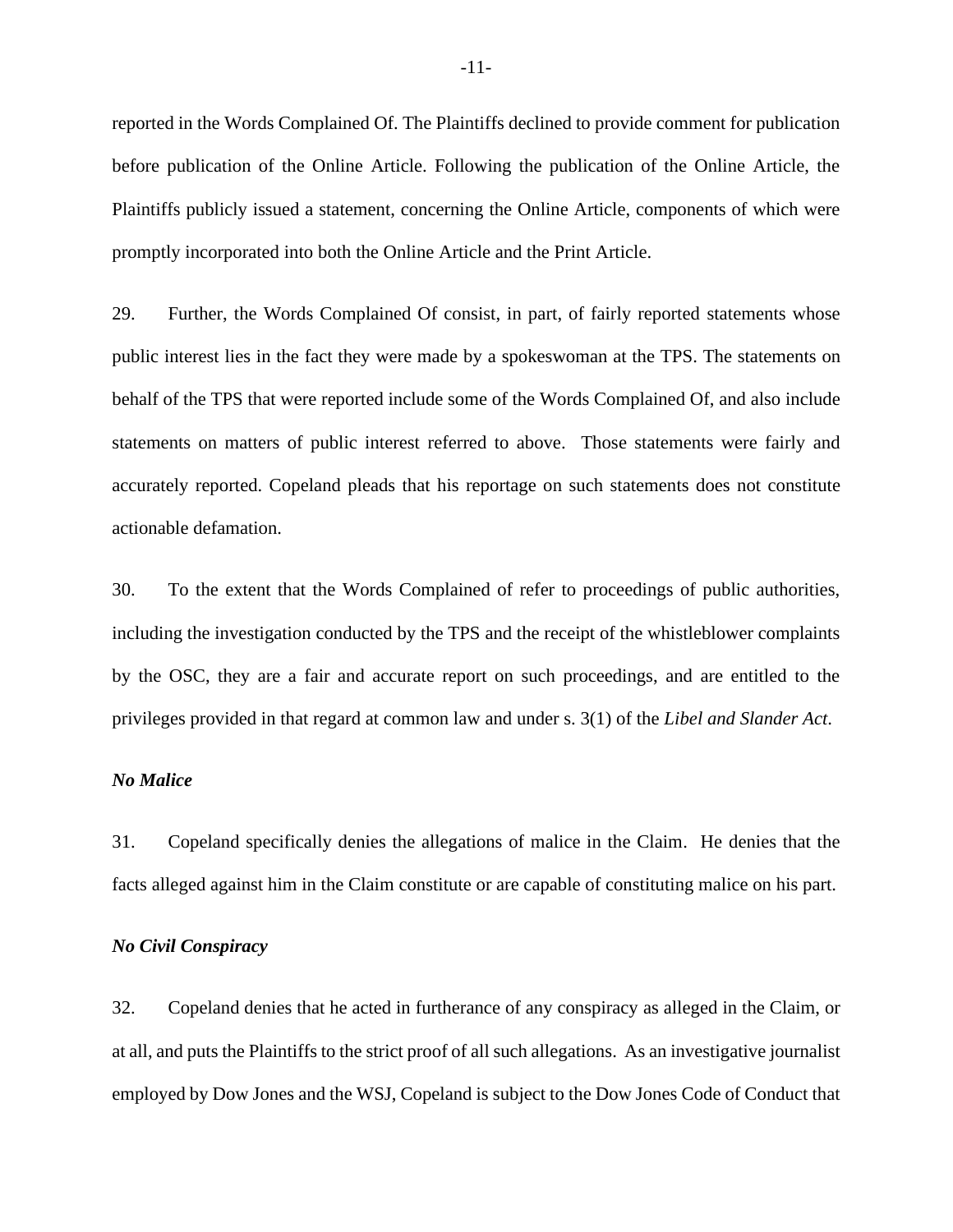reported in the Words Complained Of. The Plaintiffs declined to provide comment for publication before publication of the Online Article. Following the publication of the Online Article, the Plaintiffs publicly issued a statement, concerning the Online Article, components of which were promptly incorporated into both the Online Article and the Print Article.

29. Further, the Words Complained Of consist, in part, of fairly reported statements whose public interest lies in the fact they were made by a spokeswoman at the TPS. The statements on behalf of the TPS that were reported include some of the Words Complained Of, and also include statements on matters of public interest referred to above. Those statements were fairly and accurately reported. Copeland pleads that his reportage on such statements does not constitute actionable defamation.

30. To the extent that the Words Complained of refer to proceedings of public authorities, including the investigation conducted by the TPS and the receipt of the whistleblower complaints by the OSC, they are a fair and accurate report on such proceedings, and are entitled to the privileges provided in that regard at common law and under s. 3(1) of the *Libel and Slander Act*.

***No Malice***

31. Copeland specifically denies the allegations of malice in the Claim. He denies that the facts alleged against him in the Claim constitute or are capable of constituting malice on his part.

***No Civil Conspiracy***

32. Copeland denies that he acted in furtherance of any conspiracy as alleged in the Claim, or at all, and puts the Plaintiffs to the strict proof of all such allegations. As an investigative journalist employed by Dow Jones and the WSJ, Copeland is subject to the Dow Jones Code of Conduct that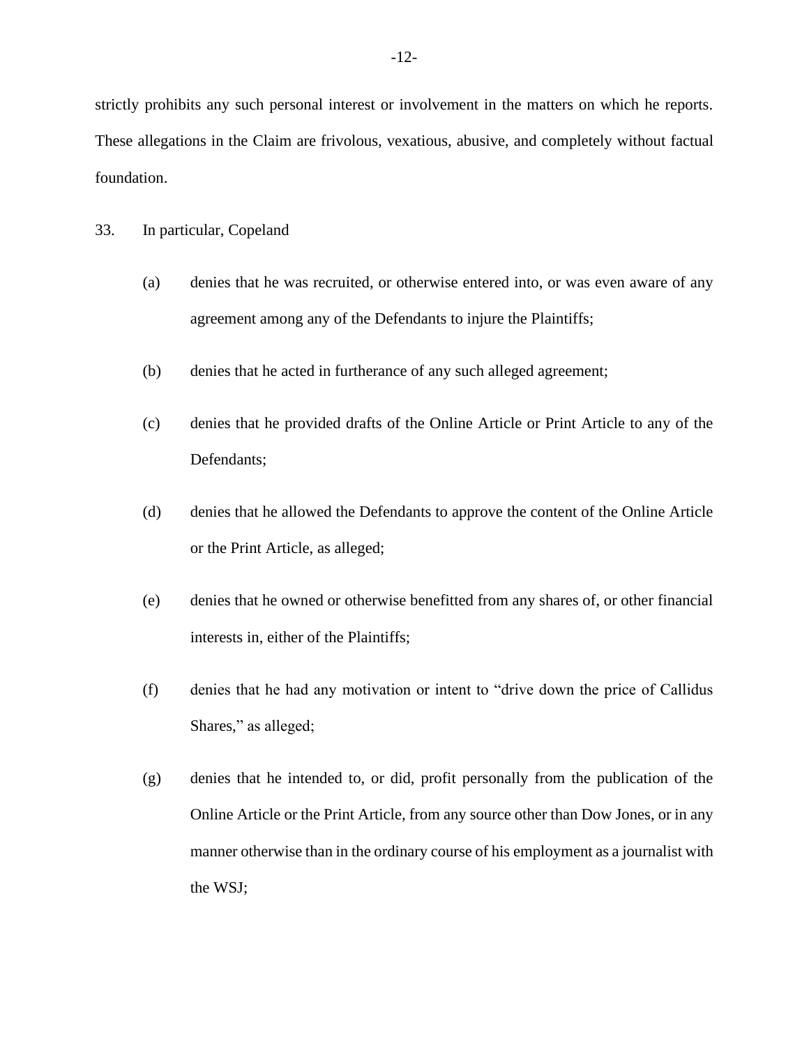strictly prohibits any such personal interest or involvement in the matters on which he reports. These allegations in the Claim are frivolous, vexatious, abusive, and completely without factual foundation.

33. In particular, Copeland

(a) denies that he was recruited, or otherwise entered into, or was even aware of any agreement among any of the Defendants to injure the Plaintiffs;

(b) denies that he acted in furtherance of any such alleged agreement;

(c) denies that he provided drafts of the Online Article or Print Article to any of the Defendants;

(d) denies that he allowed the Defendants to approve the content of the Online Article or the Print Article, as alleged;

(e) denies that he owned or otherwise benefitted from any shares of, or other financial interests in, either of the Plaintiffs;

(f) denies that he had any motivation or intent to "drive down the price of Callidus Shares," as alleged;

(g) denies that he intended to, or did, profit personally from the publication of the Online Article or the Print Article, from any source other than Dow Jones, or in any manner otherwise than in the ordinary course of his employment as a journalist with the WSJ;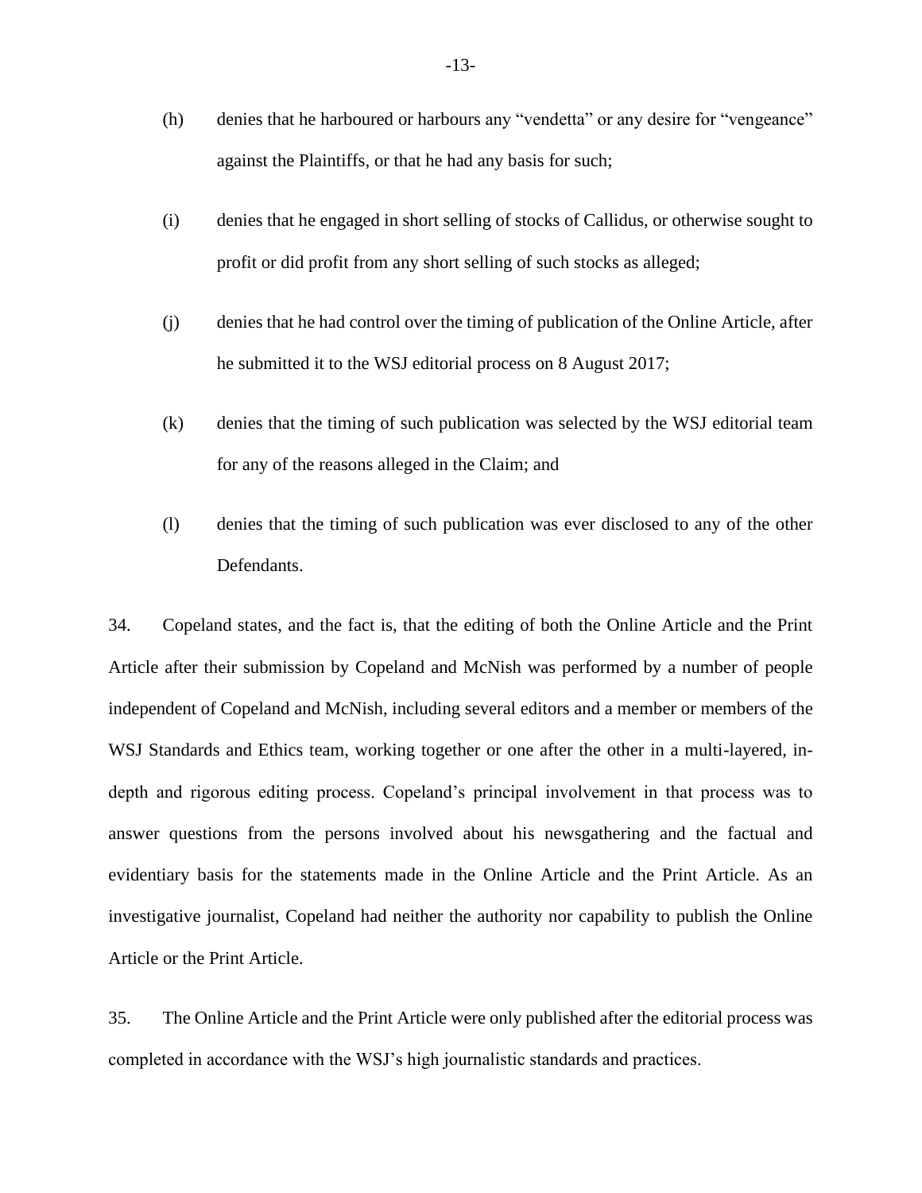(h) denies that he harboured or harbours any "vendetta" or any desire for "vengeance" against the Plaintiffs, or that he had any basis for such;

(i) denies that he engaged in short selling of stocks of Callidus, or otherwise sought to profit or did profit from any short selling of such stocks as alleged;

(j) denies that he had control over the timing of publication of the Online Article, after he submitted it to the WSJ editorial process on 8 August 2017;

(k) denies that the timing of such publication was selected by the WSJ editorial team for any of the reasons alleged in the Claim; and

(l) denies that the timing of such publication was ever disclosed to any of the other Defendants.

34. Copeland states, and the fact is, that the editing of both the Online Article and the Print Article after their submission by Copeland and McNish was performed by a number of people independent of Copeland and McNish, including several editors and a member or members of the WSJ Standards and Ethics team, working together or one after the other in a multi-layered, in-depth and rigorous editing process. Copeland's principal involvement in that process was to answer questions from the persons involved about his newsgathering and the factual and evidentiary basis for the statements made in the Online Article and the Print Article. As an investigative journalist, Copeland had neither the authority nor capability to publish the Online Article or the Print Article.

35. The Online Article and the Print Article were only published after the editorial process was completed in accordance with the WSJ's high journalistic standards and practices.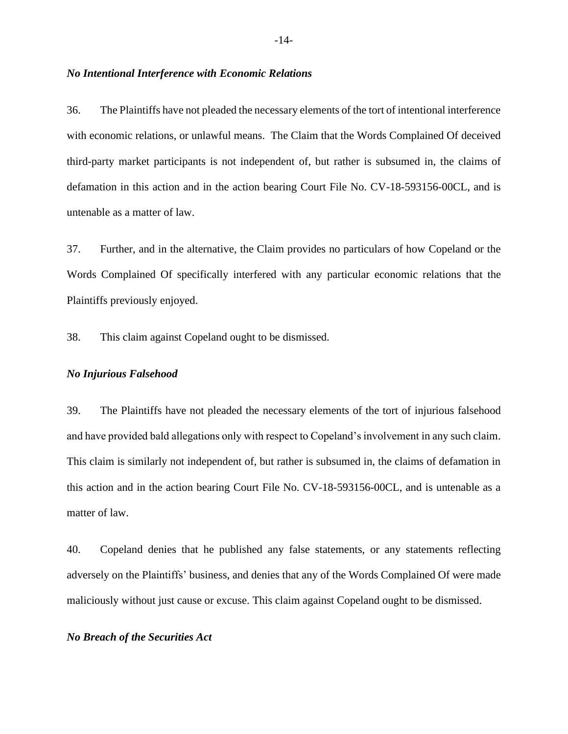*No Intentional Interference with Economic Relations*

36. The Plaintiffs have not pleaded the necessary elements of the tort of intentional interference with economic relations, or unlawful means. The Claim that the Words Complained Of deceived third-party market participants is not independent of, but rather is subsumed in, the claims of defamation in this action and in the action bearing Court File No. CV-18-593156-00CL, and is untenable as a matter of law.

37. Further, and in the alternative, the Claim provides no particulars of how Copeland or the Words Complained Of specifically interfered with any particular economic relations that the Plaintiffs previously enjoyed.

38. This claim against Copeland ought to be dismissed.

*No Injurious Falsehood*

39. The Plaintiffs have not pleaded the necessary elements of the tort of injurious falsehood and have provided bald allegations only with respect to Copeland's involvement in any such claim. This claim is similarly not independent of, but rather is subsumed in, the claims of defamation in this action and in the action bearing Court File No. CV-18-593156-00CL, and is untenable as a matter of law.

40. Copeland denies that he published any false statements, or any statements reflecting adversely on the Plaintiffs' business, and denies that any of the Words Complained Of were made maliciously without just cause or excuse. This claim against Copeland ought to be dismissed.

*No Breach of the Securities Act*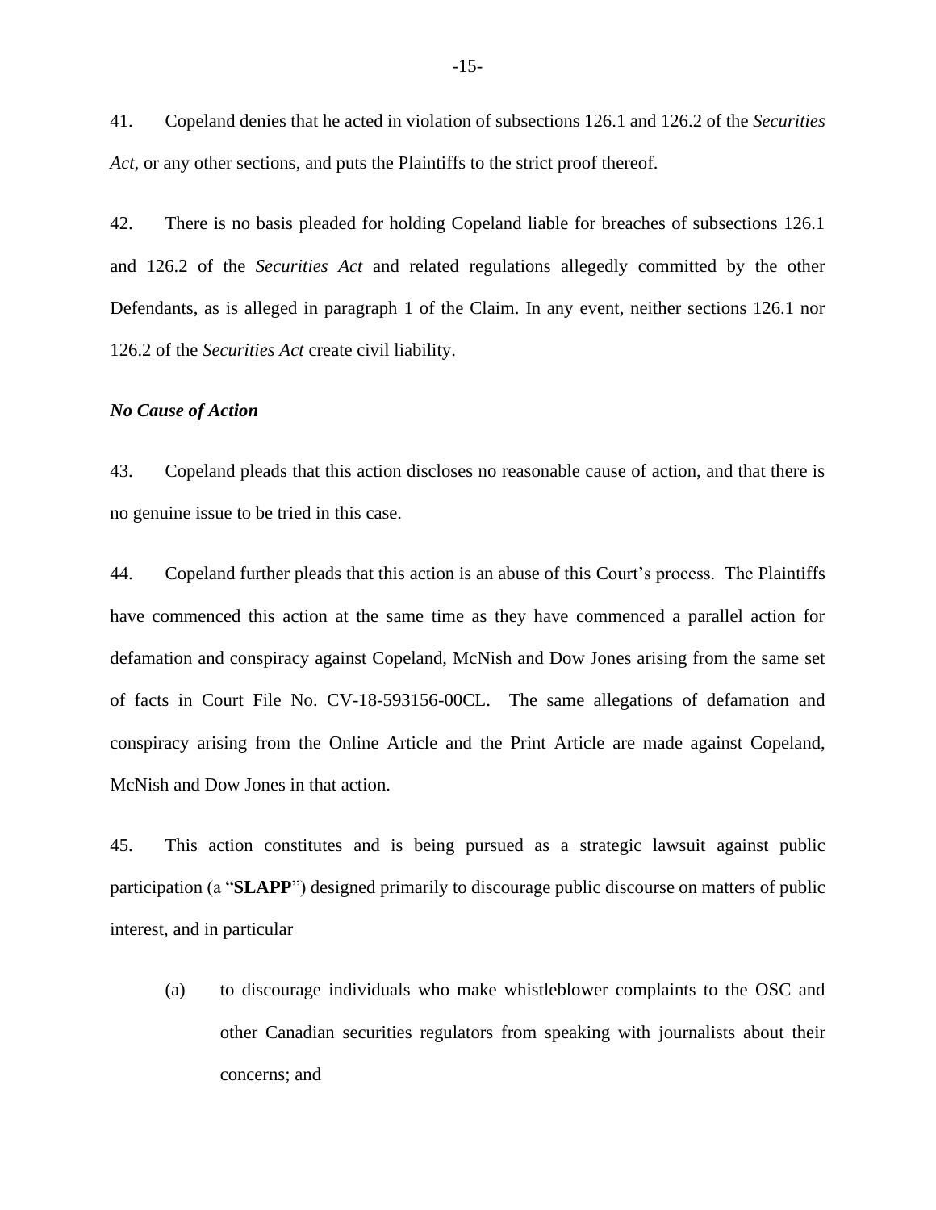41. Copeland denies that he acted in violation of subsections 126.1 and 126.2 of the *Securities Act*, or any other sections, and puts the Plaintiffs to the strict proof thereof.

42. There is no basis pleaded for holding Copeland liable for breaches of subsections 126.1 and 126.2 of the *Securities Act* and related regulations allegedly committed by the other Defendants, as is alleged in paragraph 1 of the Claim. In any event, neither sections 126.1 nor 126.2 of the *Securities Act* create civil liability.

***No Cause of Action***

43. Copeland pleads that this action discloses no reasonable cause of action, and that there is no genuine issue to be tried in this case.

44. Copeland further pleads that this action is an abuse of this Court's process. The Plaintiffs have commenced this action at the same time as they have commenced a parallel action for defamation and conspiracy against Copeland, McNish and Dow Jones arising from the same set of facts in Court File No. CV-18-593156-00CL. The same allegations of defamation and conspiracy arising from the Online Article and the Print Article are made against Copeland, McNish and Dow Jones in that action.

45. This action constitutes and is being pursued as a strategic lawsuit against public participation (a "**SLAPP**") designed primarily to discourage public discourse on matters of public interest, and in particular

(a) to discourage individuals who make whistleblower complaints to the OSC and other Canadian securities regulators from speaking with journalists about their concerns; and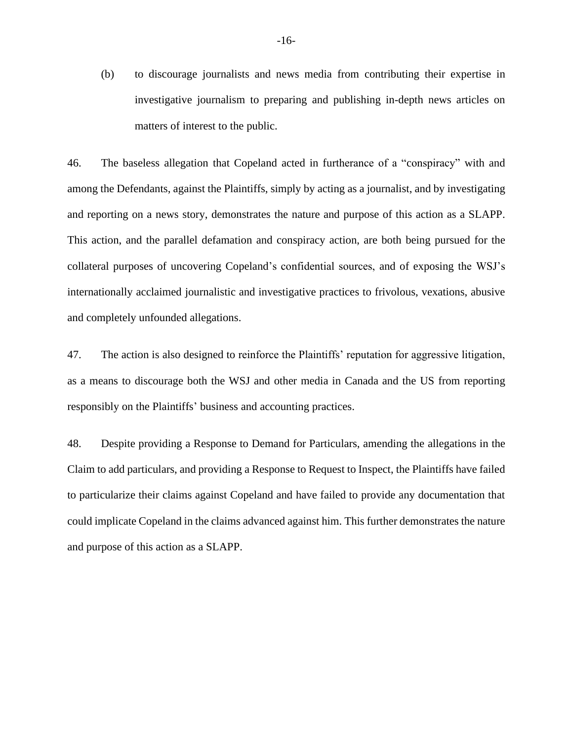(b) to discourage journalists and news media from contributing their expertise in investigative journalism to preparing and publishing in-depth news articles on matters of interest to the public.

46. The baseless allegation that Copeland acted in furtherance of a "conspiracy" with and among the Defendants, against the Plaintiffs, simply by acting as a journalist, and by investigating and reporting on a news story, demonstrates the nature and purpose of this action as a SLAPP. This action, and the parallel defamation and conspiracy action, are both being pursued for the collateral purposes of uncovering Copeland's confidential sources, and of exposing the WSJ's internationally acclaimed journalistic and investigative practices to frivolous, vexations, abusive and completely unfounded allegations.

47. The action is also designed to reinforce the Plaintiffs' reputation for aggressive litigation, as a means to discourage both the WSJ and other media in Canada and the US from reporting responsibly on the Plaintiffs' business and accounting practices.

48. Despite providing a Response to Demand for Particulars, amending the allegations in the Claim to add particulars, and providing a Response to Request to Inspect, the Plaintiffs have failed to particularize their claims against Copeland and have failed to provide any documentation that could implicate Copeland in the claims advanced against him. This further demonstrates the nature and purpose of this action as a SLAPP.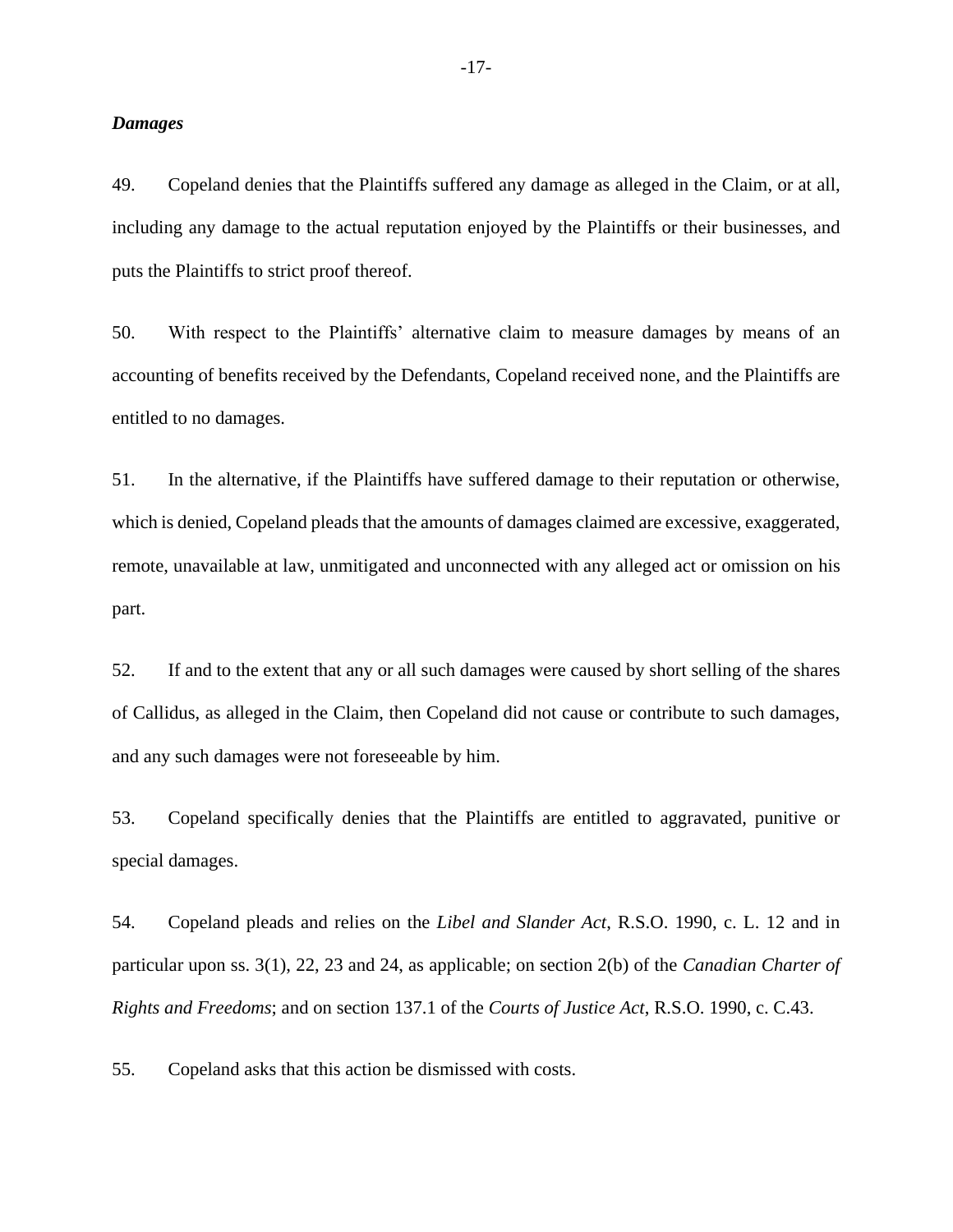***Damages***

49. Copeland denies that the Plaintiffs suffered any damage as alleged in the Claim, or at all, including any damage to the actual reputation enjoyed by the Plaintiffs or their businesses, and puts the Plaintiffs to strict proof thereof.

50. With respect to the Plaintiffs' alternative claim to measure damages by means of an accounting of benefits received by the Defendants, Copeland received none, and the Plaintiffs are entitled to no damages.

51. In the alternative, if the Plaintiffs have suffered damage to their reputation or otherwise, which is denied, Copeland pleads that the amounts of damages claimed are excessive, exaggerated, remote, unavailable at law, unmitigated and unconnected with any alleged act or omission on his part.

52. If and to the extent that any or all such damages were caused by short selling of the shares of Callidus, as alleged in the Claim, then Copeland did not cause or contribute to such damages, and any such damages were not foreseeable by him.

53. Copeland specifically denies that the Plaintiffs are entitled to aggravated, punitive or special damages.

54. Copeland pleads and relies on the *Libel and Slander Act*, R.S.O. 1990, c. L. 12 and in particular upon ss. 3(1), 22, 23 and 24, as applicable; on section 2(b) of the *Canadian Charter of Rights and Freedoms*; and on section 137.1 of the *Courts of Justice Act*, R.S.O. 1990, c. C.43.

55. Copeland asks that this action be dismissed with costs.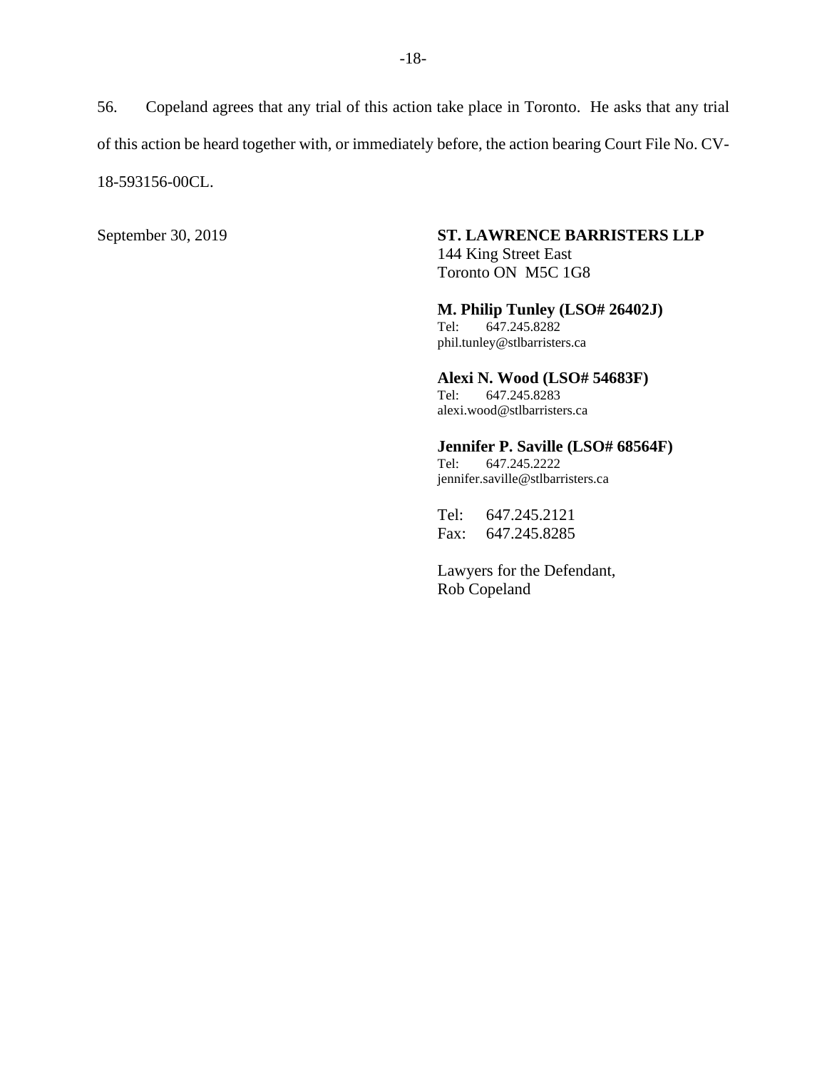56. Copeland agrees that any trial of this action take place in Toronto. He asks that any trial of this action be heard together with, or immediately before, the action bearing Court File No. CV-18-593156-00CL.

September 30, 2019

**ST. LAWRENCE BARRISTERS LLP**
144 King Street East
Toronto ON M5C 1G8

**M. Philip Tunley (LSO# 26402J)**
Tel: 647.245.8282
phil.tunley@stlbarristers.ca

**Alexi N. Wood (LSO# 54683F)**
Tel: 647.245.8283
alexi.wood@stlbarristers.ca

**Jennifer P. Saville (LSO# 68564F)**
Tel: 647.245.2222
jennifer.saville@stlbarristers.ca

Tel: 647.245.2121
Fax: 647.245.8285

Lawyers for the Defendant,
Rob Copeland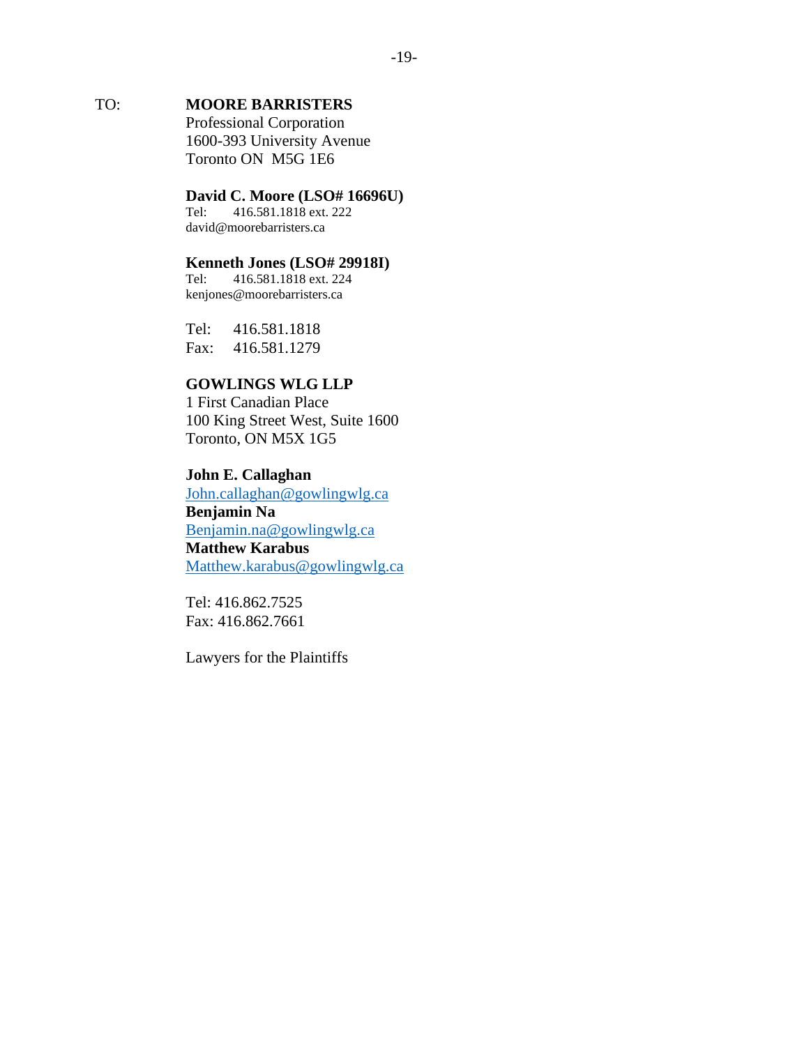TO: **MOORE BARRISTERS**
Professional Corporation
1600-393 University Avenue
Toronto ON M5G 1E6

**David C. Moore (LSO# 16696U)**
Tel: 416.581.1818 ext. 222
david@moorebarristers.ca

**Kenneth Jones (LSO# 29918I)**
Tel: 416.581.1818 ext. 224
kenjones@moorebarristers.ca

Tel: 416.581.1818
Fax: 416.581.1279

**GOWLINGS WLG LLP**
1 First Canadian Place
100 King Street West, Suite 1600
Toronto, ON M5X 1G5

**John E. Callaghan**
John.callaghan@gowlingwlg.ca
**Benjamin Na**
Benjamin.na@gowlingwlg.ca
**Matthew Karabus**
Matthew.karabus@gowlingwlg.ca

Tel: 416.862.7525
Fax: 416.862.7661

Lawyers for the Plaintiffs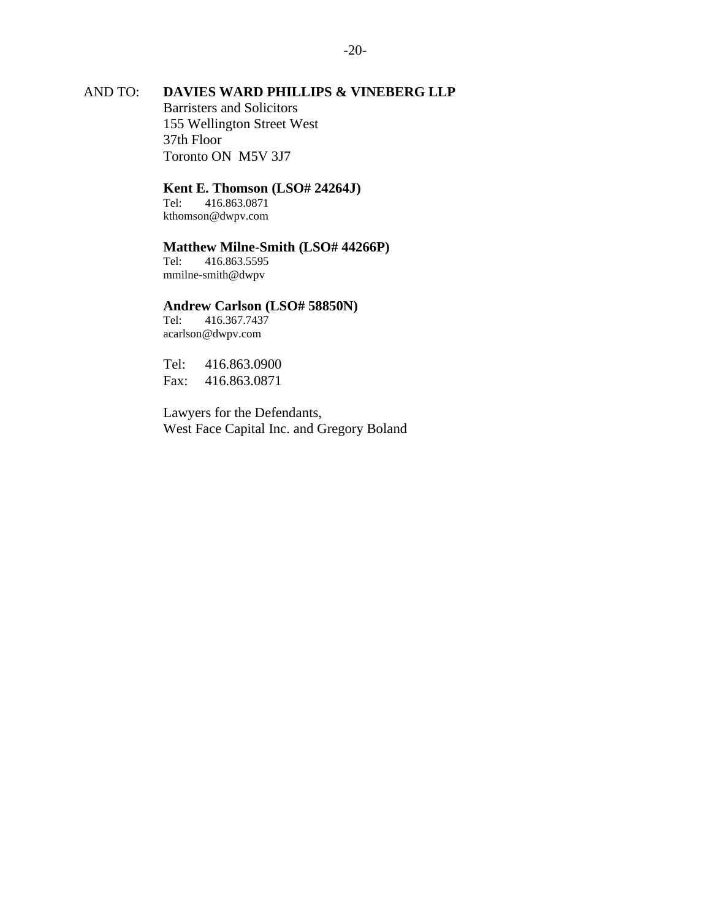AND TO: **DAVIES WARD PHILLIPS & VINEBERG LLP**
Barristers and Solicitors
155 Wellington Street West
37th Floor
Toronto ON  M5V 3J7

**Kent E. Thomson (LSO# 24264J)**
Tel: 416.863.0871
kthomson@dwpv.com

**Matthew Milne-Smith (LSO# 44266P)**
Tel: 416.863.5595
mmilne-smith@dwpv

**Andrew Carlson (LSO# 58850N)**
Tel: 416.367.7437
acarlson@dwpv.com

Tel: 416.863.0900
Fax: 416.863.0871

Lawyers for the Defendants,
West Face Capital Inc. and Gregory Boland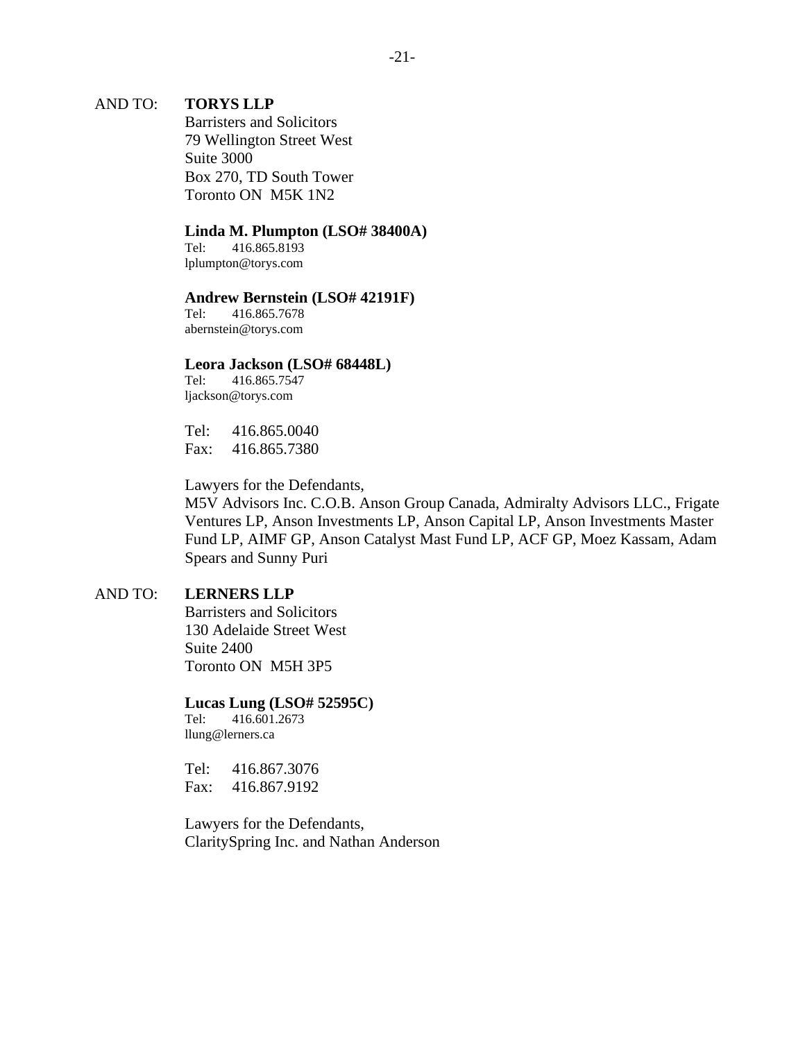AND TO: **TORYS LLP**
Barristers and Solicitors
79 Wellington Street West
Suite 3000
Box 270, TD South Tower
Toronto ON M5K 1N2

**Linda M. Plumpton (LSO# 38400A)**
Tel: 416.865.8193
lplumpton@torys.com

**Andrew Bernstein (LSO# 42191F)**
Tel: 416.865.7678
abernstein@torys.com

**Leora Jackson (LSO# 68448L)**
Tel: 416.865.7547
ljackson@torys.com

Tel: 416.865.0040
Fax: 416.865.7380

Lawyers for the Defendants,
M5V Advisors Inc. C.O.B. Anson Group Canada, Admiralty Advisors LLC., Frigate Ventures LP, Anson Investments LP, Anson Capital LP, Anson Investments Master Fund LP, AIMF GP, Anson Catalyst Mast Fund LP, ACF GP, Moez Kassam, Adam Spears and Sunny Puri

AND TO: **LERNERS LLP**
Barristers and Solicitors
130 Adelaide Street West
Suite 2400
Toronto ON M5H 3P5

**Lucas Lung (LSO# 52595C)**
Tel: 416.601.2673
llung@lerners.ca

Tel: 416.867.3076
Fax: 416.867.9192

Lawyers for the Defendants,
ClaritySpring Inc. and Nathan Anderson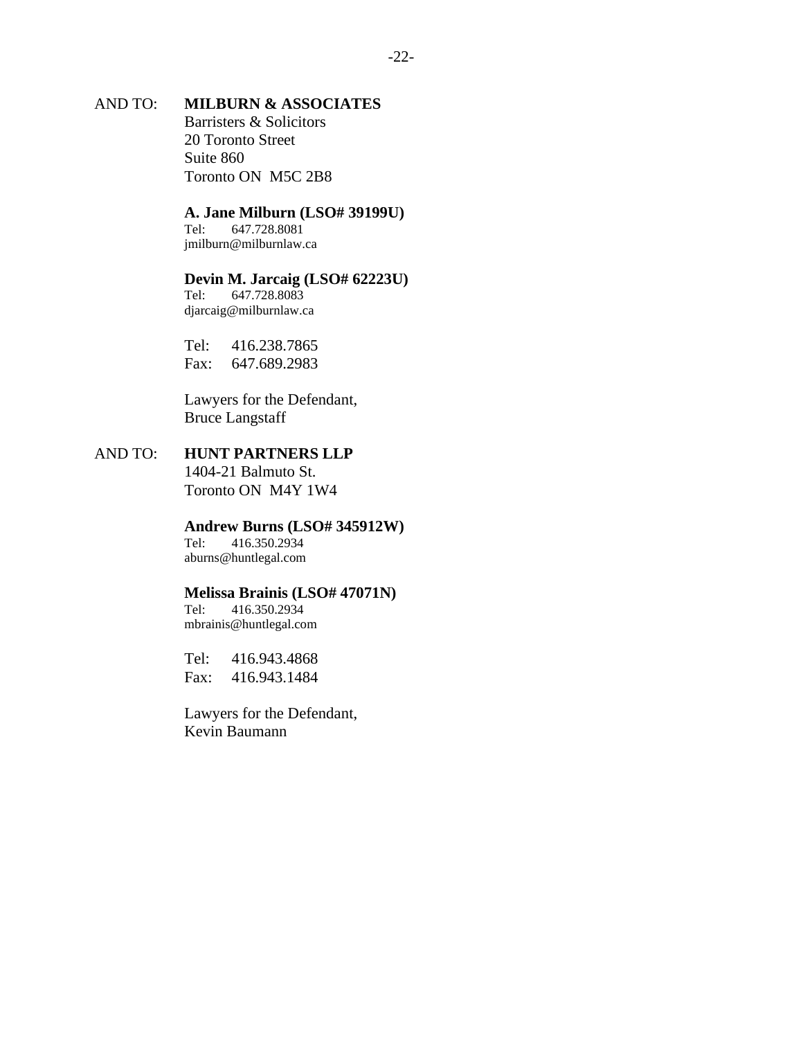AND TO: **MILBURN & ASSOCIATES**
Barristers & Solicitors
20 Toronto Street
Suite 860
Toronto ON M5C 2B8

**A. Jane Milburn (LSO# 39199U)**
Tel: 647.728.8081
jmilburn@milburnlaw.ca

**Devin M. Jarcaig (LSO# 62223U)**
Tel: 647.728.8083
djarcaig@milburnlaw.ca

Tel: 416.238.7865
Fax: 647.689.2983

Lawyers for the Defendant,
Bruce Langstaff

AND TO: **HUNT PARTNERS LLP**
1404-21 Balmuto St.
Toronto ON M4Y 1W4

**Andrew Burns (LSO# 345912W)**
Tel: 416.350.2934
aburns@huntlegal.com

**Melissa Brainis (LSO# 47071N)**
Tel: 416.350.2934
mbrainis@huntlegal.com

Tel: 416.943.4868
Fax: 416.943.1484

Lawyers for the Defendant,
Kevin Baumann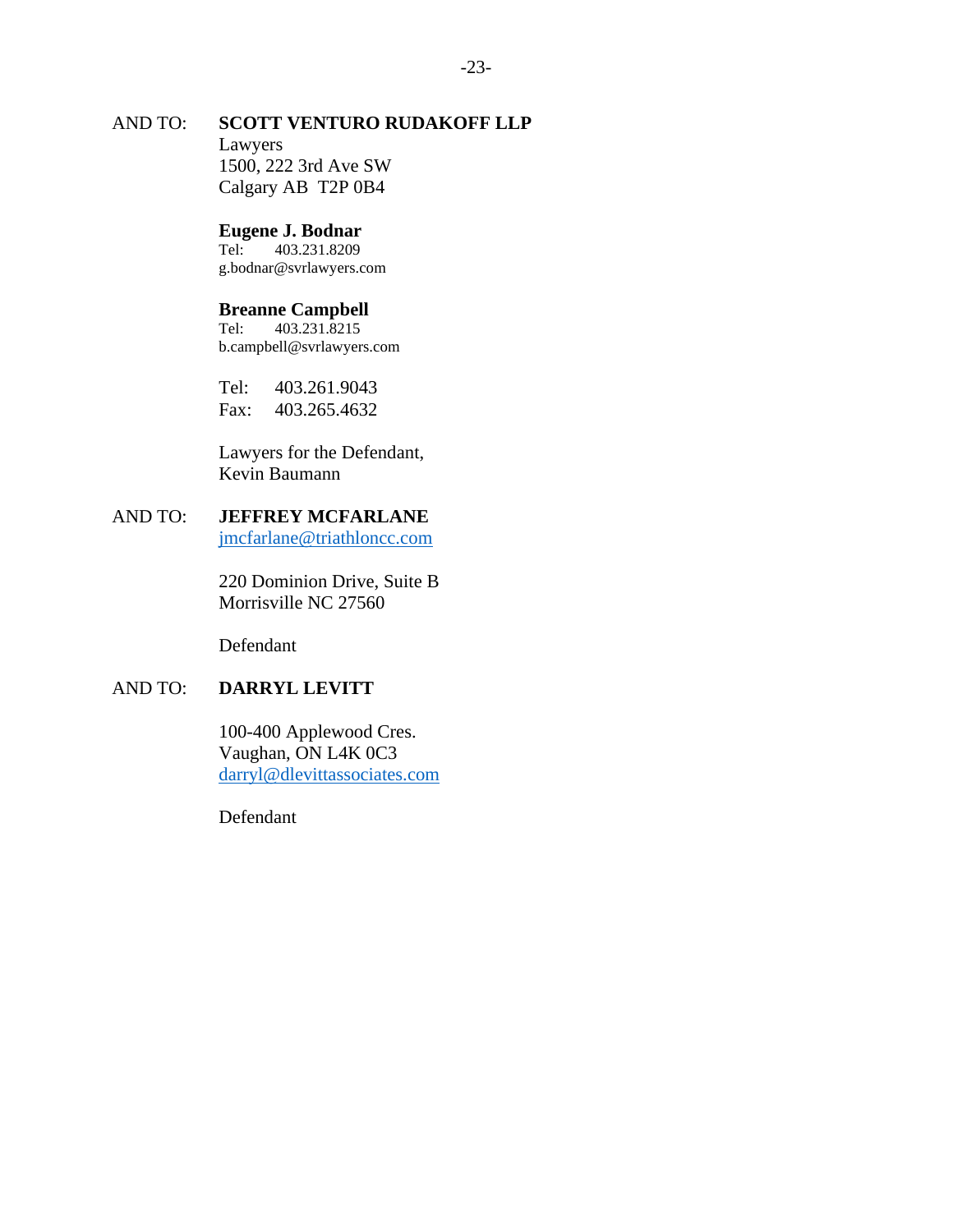AND TO: **SCOTT VENTURO RUDAKOFF LLP**
Lawyers
1500, 222 3rd Ave SW
Calgary AB T2P 0B4

**Eugene J. Bodnar**
Tel: 403.231.8209
g.bodnar@svrlawyers.com

**Breanne Campbell**
Tel: 403.231.8215
b.campbell@svrlawyers.com

Tel: 403.261.9043
Fax: 403.265.4632

Lawyers for the Defendant,
Kevin Baumann

AND TO: **JEFFREY MCFARLANE**
jmcfarlane@triathloncc.com

220 Dominion Drive, Suite B
Morrisville NC 27560

Defendant

AND TO: **DARRYL LEVITT**

100-400 Applewood Cres.
Vaughan, ON L4K 0C3
darryl@dlevittassociates.com

Defendant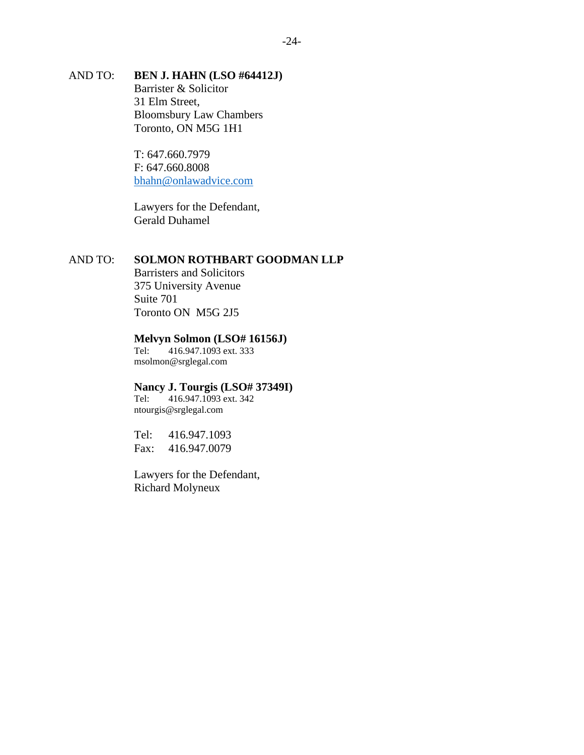AND TO: **BEN J. HAHN (LSO #64412J)**
Barrister & Solicitor
31 Elm Street,
Bloomsbury Law Chambers
Toronto, ON M5G 1H1

T: 647.660.7979
F: 647.660.8008
bhahn@onlawadvice.com

Lawyers for the Defendant,
Gerald Duhamel

AND TO: **SOLMON ROTHBART GOODMAN LLP**
Barristers and Solicitors
375 University Avenue
Suite 701
Toronto ON M5G 2J5

**Melvyn Solmon (LSO# 16156J)**
Tel: 416.947.1093 ext. 333
msolmon@srglegal.com

**Nancy J. Tourgis (LSO# 37349I)**
Tel: 416.947.1093 ext. 342
ntourgis@srglegal.com

Tel: 416.947.1093
Fax: 416.947.0079

Lawyers for the Defendant,
Richard Molyneux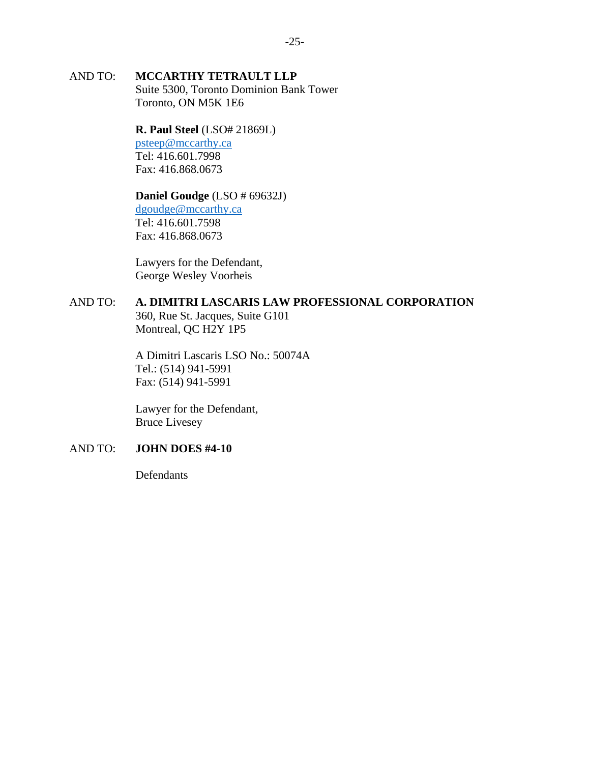AND TO: **MCCARTHY TETRAULT LLP**
Suite 5300, Toronto Dominion Bank Tower
Toronto, ON M5K 1E6

**R. Paul Steel** (LSO# 21869L)
psteep@mccarthy.ca
Tel: 416.601.7998
Fax: 416.868.0673

**Daniel Goudge** (LSO # 69632J)
dgoudge@mccarthy.ca
Tel: 416.601.7598
Fax: 416.868.0673

Lawyers for the Defendant,
George Wesley Voorheis

AND TO: **A. DIMITRI LASCARIS LAW PROFESSIONAL CORPORATION**
360, Rue St. Jacques, Suite G101
Montreal, QC H2Y 1P5

A Dimitri Lascaris LSO No.: 50074A
Tel.: (514) 941-5991
Fax: (514) 941-5991

Lawyer for the Defendant,
Bruce Livesey

AND TO: **JOHN DOES #4-10**

Defendants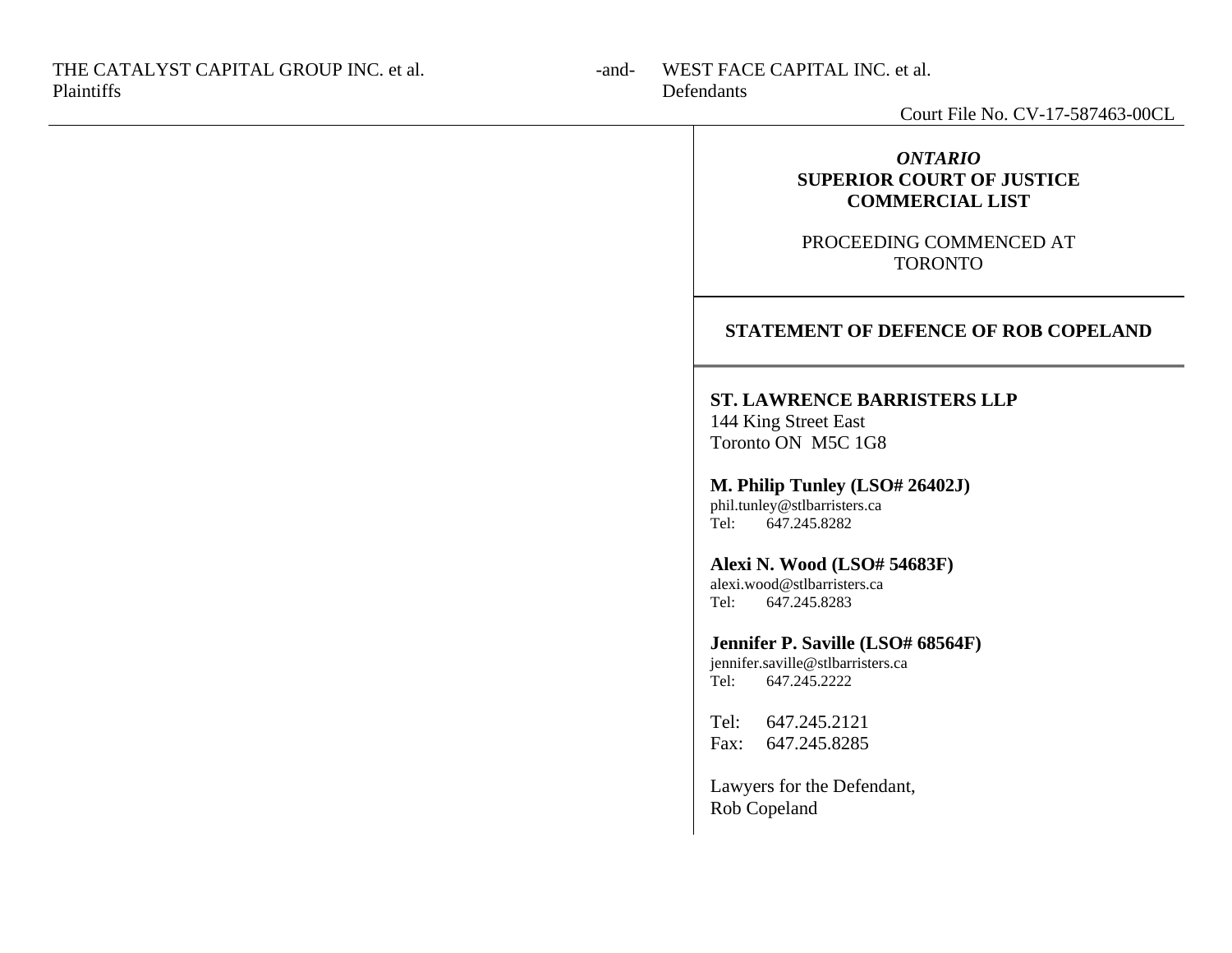THE CATALYST CAPITAL GROUP INC. et al. -and- WEST FACE CAPITAL INC. et al.
Plaintiffs Defendants

Court File No. CV-17-587463-00CL

***ONTARIO***
**SUPERIOR COURT OF JUSTICE**
**COMMERCIAL LIST**

PROCEEDING COMMENCED AT
TORONTO

**STATEMENT OF DEFENCE OF ROB COPELAND**

**ST. LAWRENCE BARRISTERS LLP**
144 King Street East
Toronto ON M5C 1G8

**M. Philip Tunley (LSO# 26402J)**
phil.tunley@stlbarristers.ca
Tel: 647.245.8282

**Alexi N. Wood (LSO# 54683F)**
alexi.wood@stlbarristers.ca
Tel: 647.245.8283

**Jennifer P. Saville (LSO# 68564F)**
jennifer.saville@stlbarristers.ca
Tel: 647.245.2222

Tel: 647.245.2121
Fax: 647.245.8285

Lawyers for the Defendant,
Rob Copeland